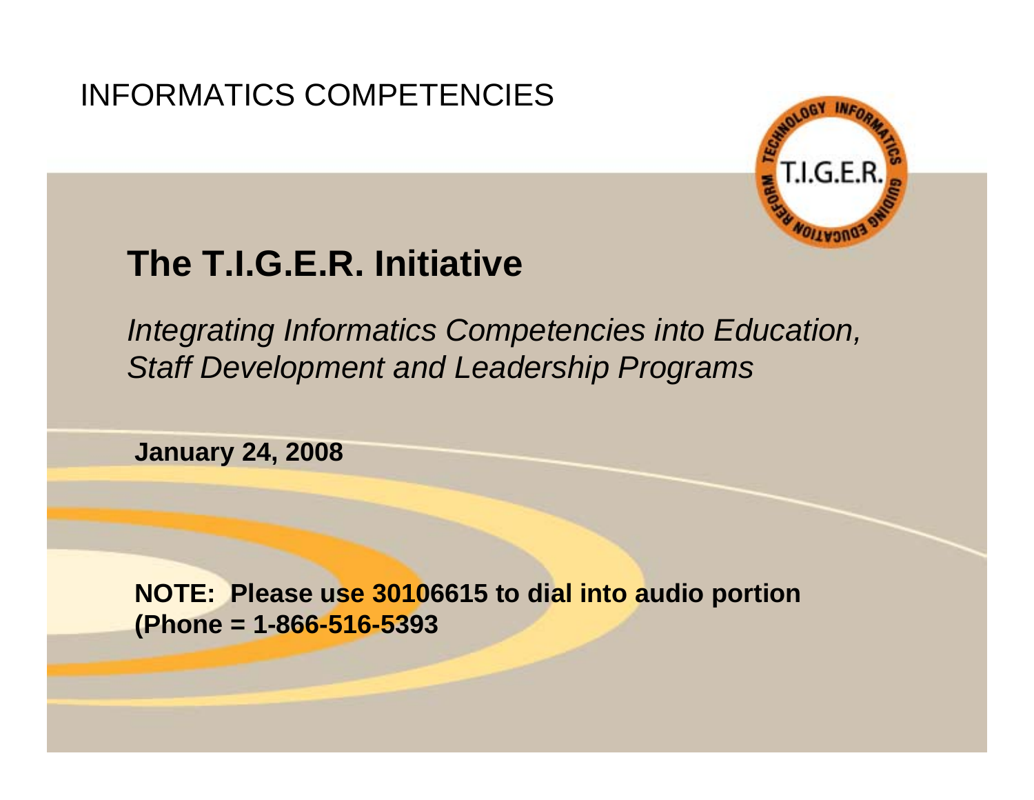INFORMATICS COMPETENCIES

# The T.I.G.E.R. Initiative

*Integrating Informatics Competencies into Education, Staff Development and Leadership Programs*

**January 24, 2008**

**NOTE: Please use 30106615 to dial into audio portion (Phone = 1-866-516-5393**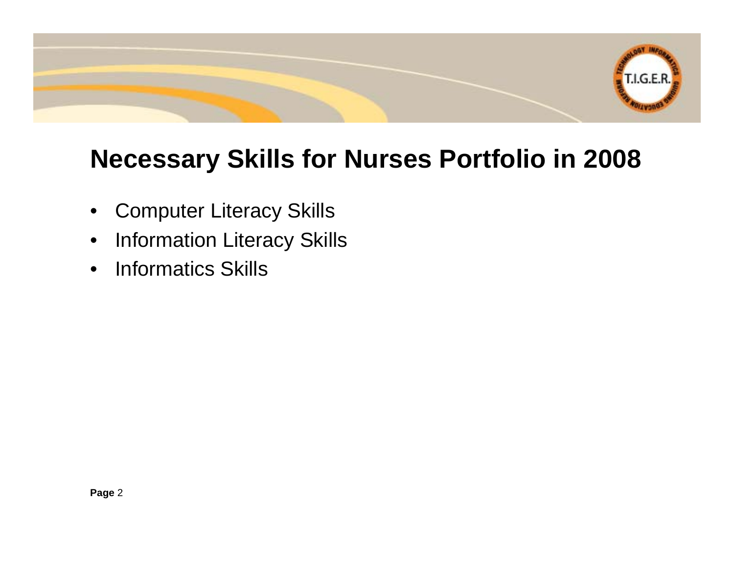# Necessary Skills for Nurses Portfolio in 2008

- Computer Literacy Skills
- Information Literacy Skills
- Informatics Skills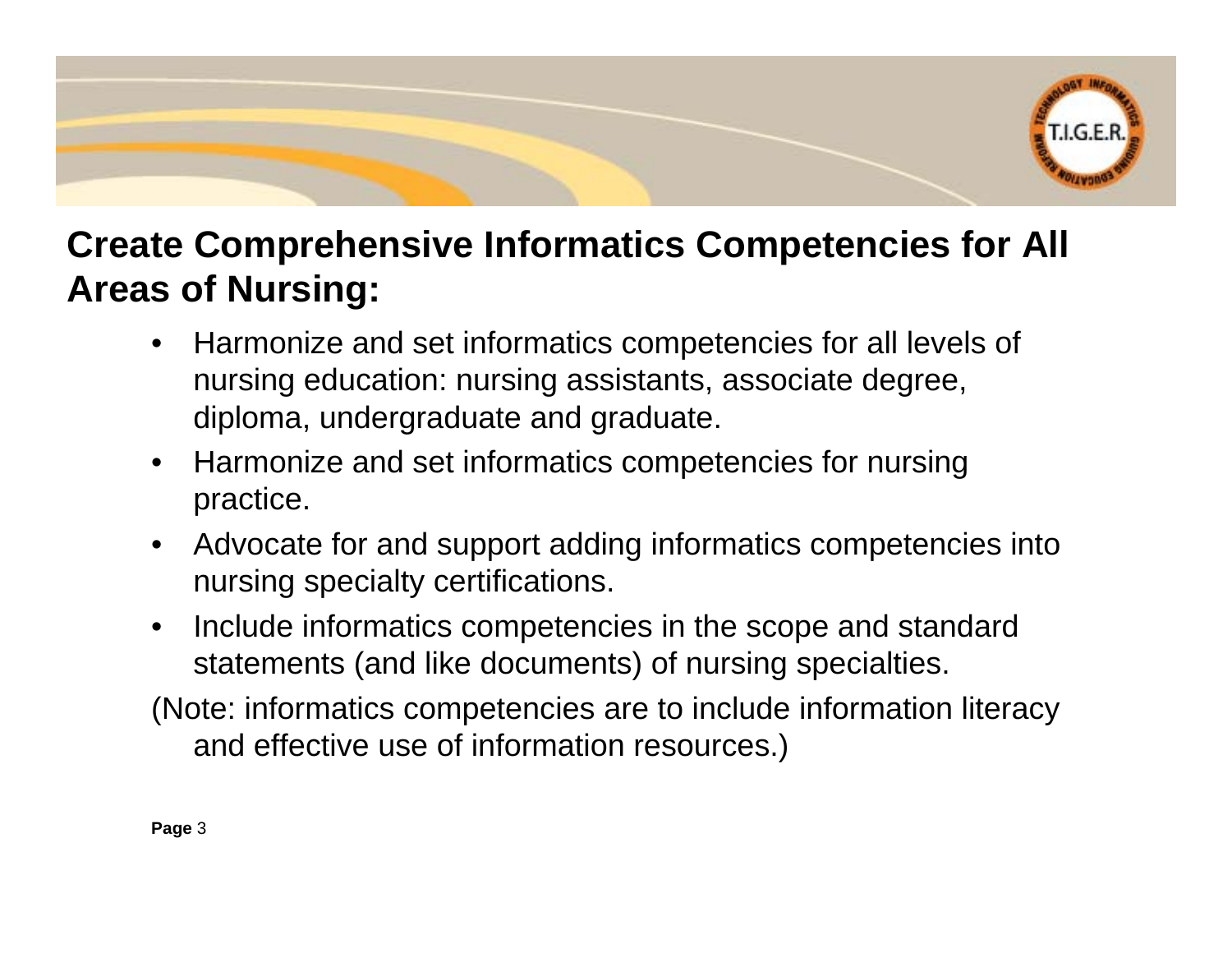## Create Comprehensive Informatics Competencies for All Areas of Nursing:

- Harmonize and set informatics competencies for all levels of nursing education: nursing assistants, associate degree, diploma, undergraduate and graduate.
- Harmonize and set informatics competencies for nursing practice.
- Advocate for and support adding informatics competencies into nursing specialty certifications.
- Include informatics competencies in the scope and standard statements (and like documents) of nursing specialties.

(Note: informatics competencies are to include information literacy and effective use of information resources.)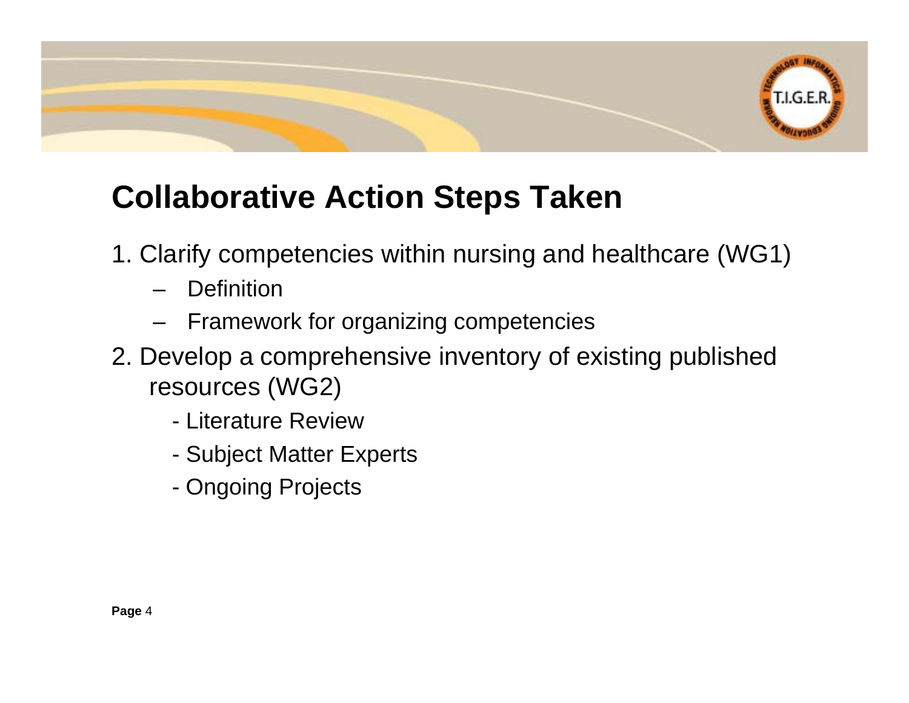## Collaborative Action Steps Taken

1. Clarify competencies within nursing and healthcare (WG1)
   - Definition
   - Framework for organizing competencies
2. Develop a comprehensive inventory of existing published resources (WG2)
   - Literature Review
   - Subject Matter Experts
   - Ongoing Projects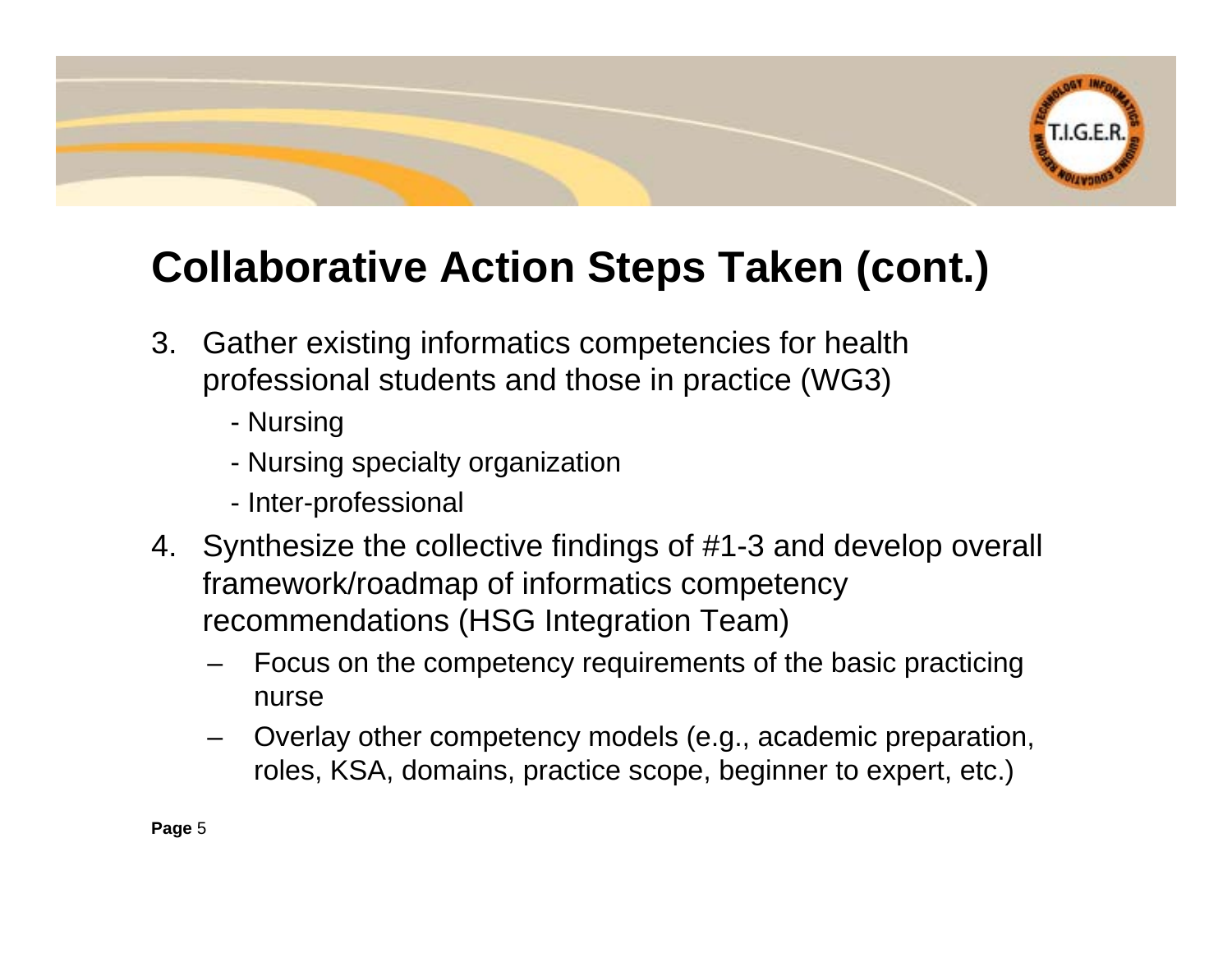# Collaborative Action Steps Taken (cont.)

3. Gather existing informatics competencies for health professional students and those in practice (WG3)
   - Nursing
   - Nursing specialty organization
   - Inter-professional
4. Synthesize the collective findings of #1-3 and develop overall framework/roadmap of informatics competency recommendations (HSG Integration Team)
   - Focus on the competency requirements of the basic practicing nurse
   - Overlay other competency models (e.g., academic preparation, roles, KSA, domains, practice scope, beginner to expert, etc.)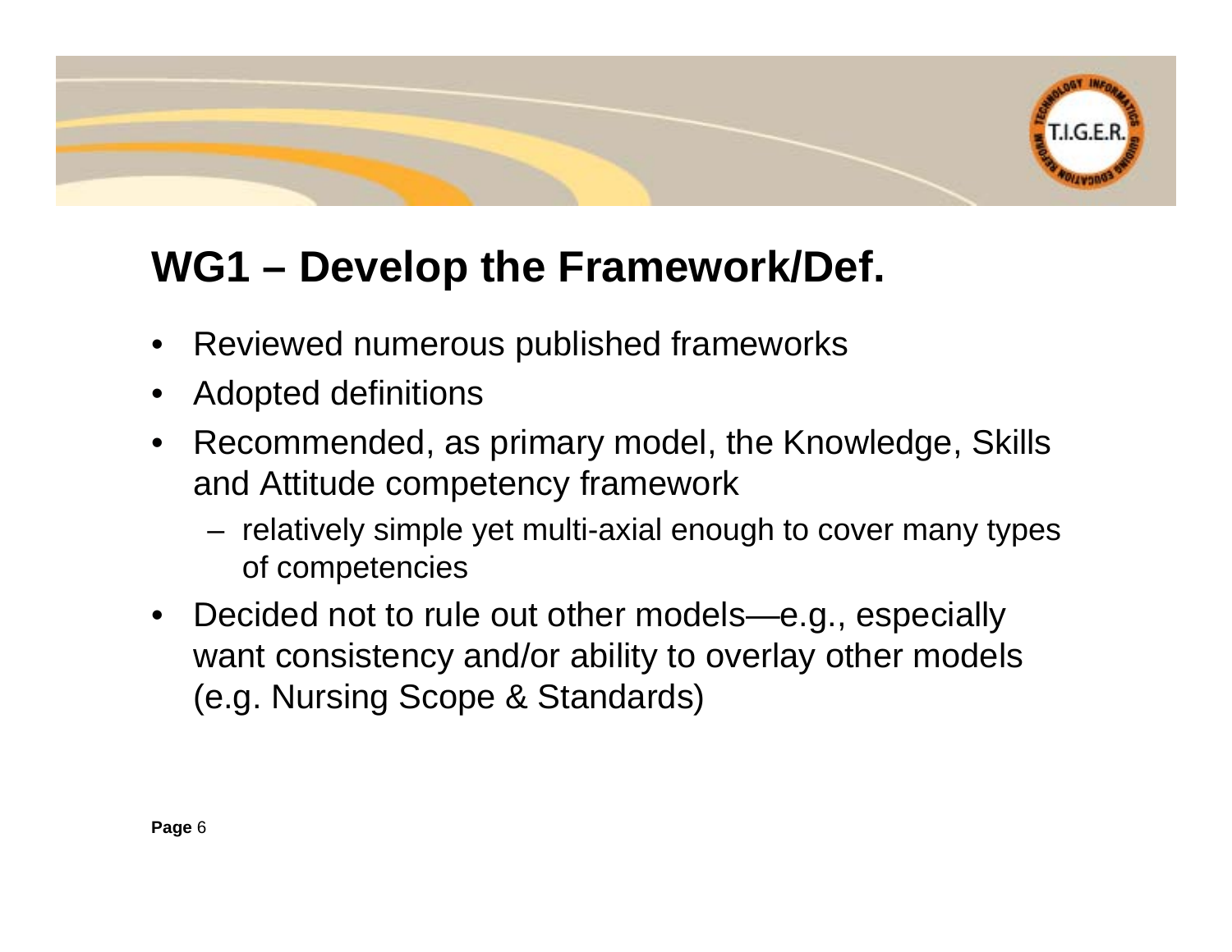## WG1 – Develop the Framework/Def.

- Reviewed numerous published frameworks
- Adopted definitions
- Recommended, as primary model, the Knowledge, Skills and Attitude competency framework
  - relatively simple yet multi-axial enough to cover many types of competencies
- Decided not to rule out other models—e.g., especially want consistency and/or ability to overlay other models (e.g. Nursing Scope & Standards)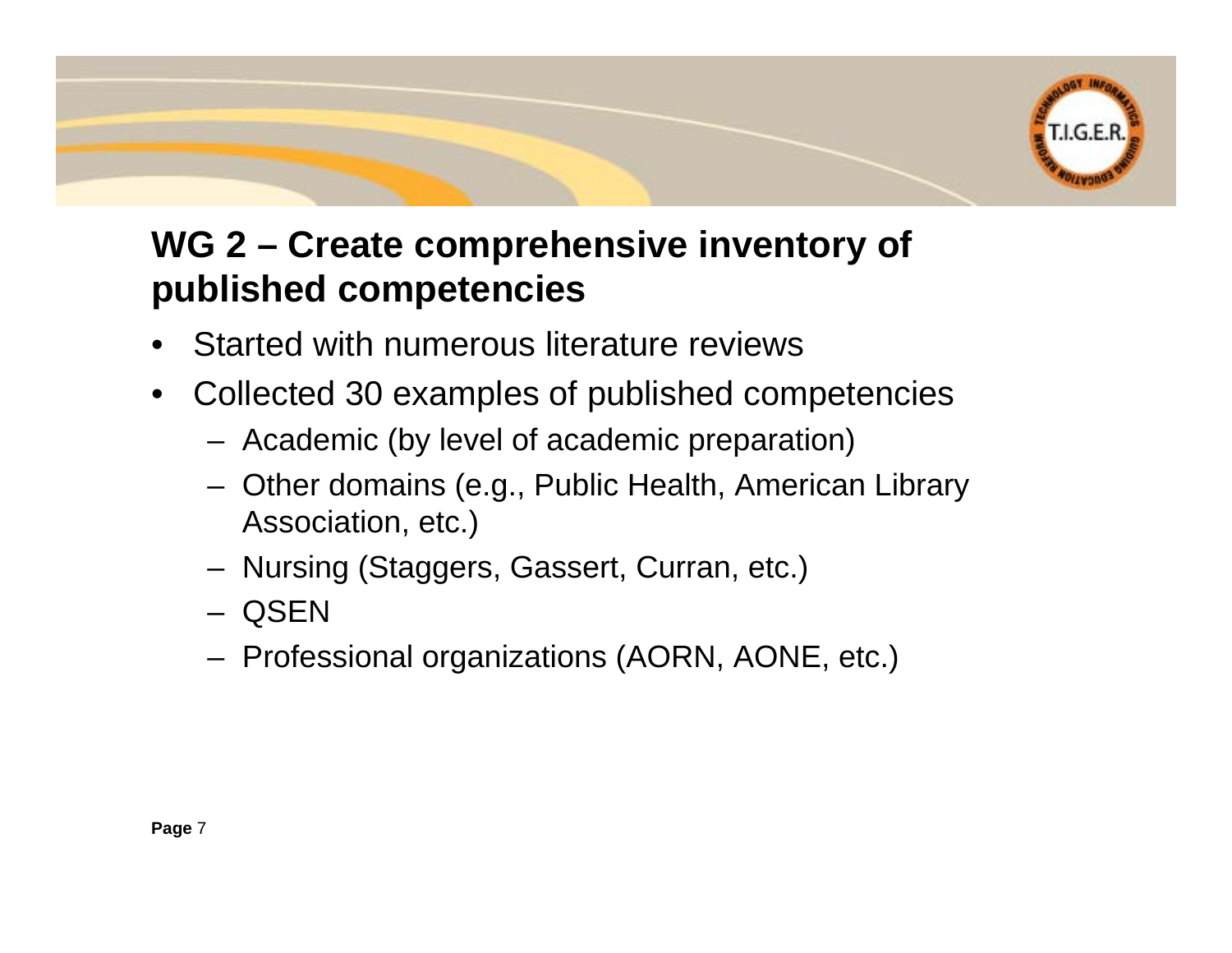## WG 2 – Create comprehensive inventory of published competencies

- Started with numerous literature reviews
- Collected 30 examples of published competencies
  - Academic (by level of academic preparation)
  - Other domains (e.g., Public Health, American Library Association, etc.)
  - Nursing (Staggers, Gassert, Curran, etc.)
  - QSEN
  - Professional organizations (AORN, AONE, etc.)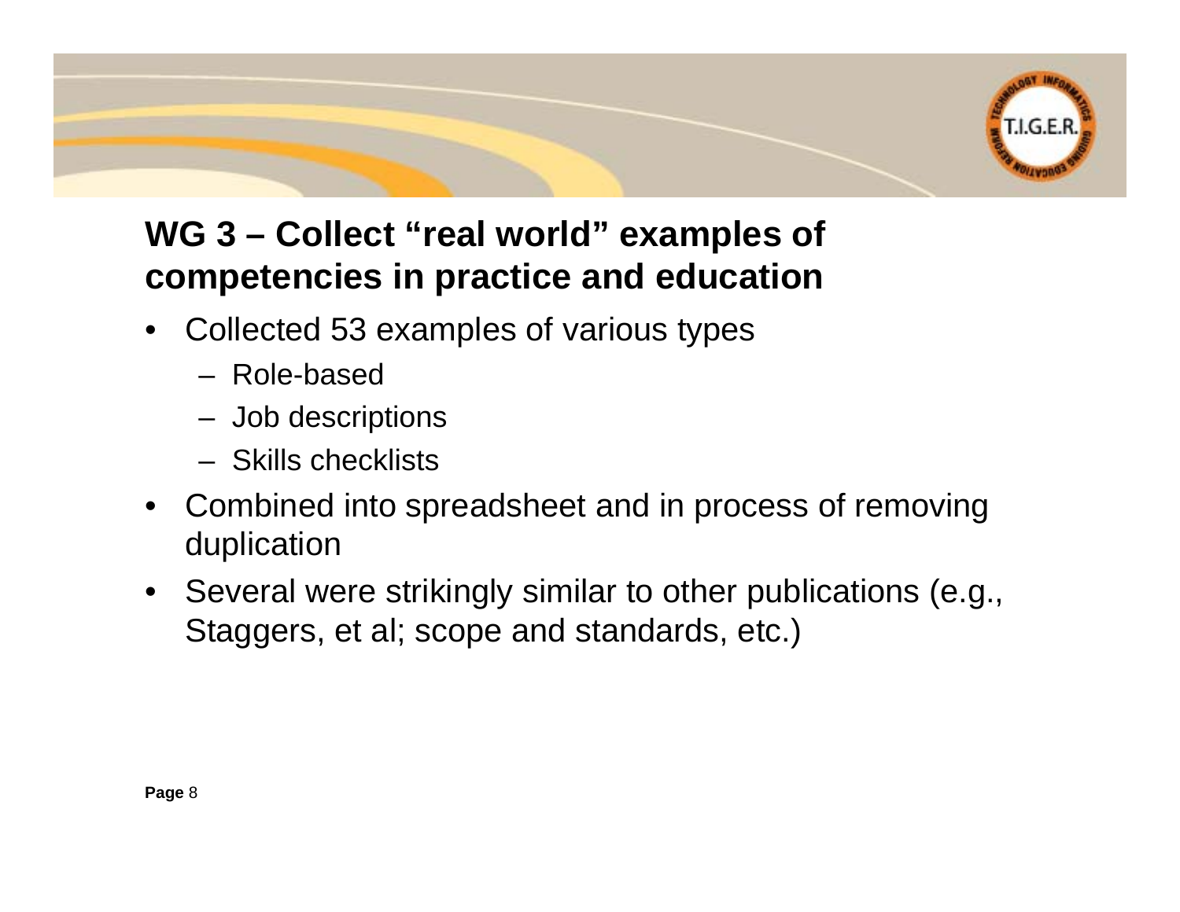## WG 3 – Collect "real world" examples of competencies in practice and education

- Collected 53 examples of various types
  - Role-based
  - Job descriptions
  - Skills checklists
- Combined into spreadsheet and in process of removing duplication
- Several were strikingly similar to other publications (e.g., Staggers, et al; scope and standards, etc.)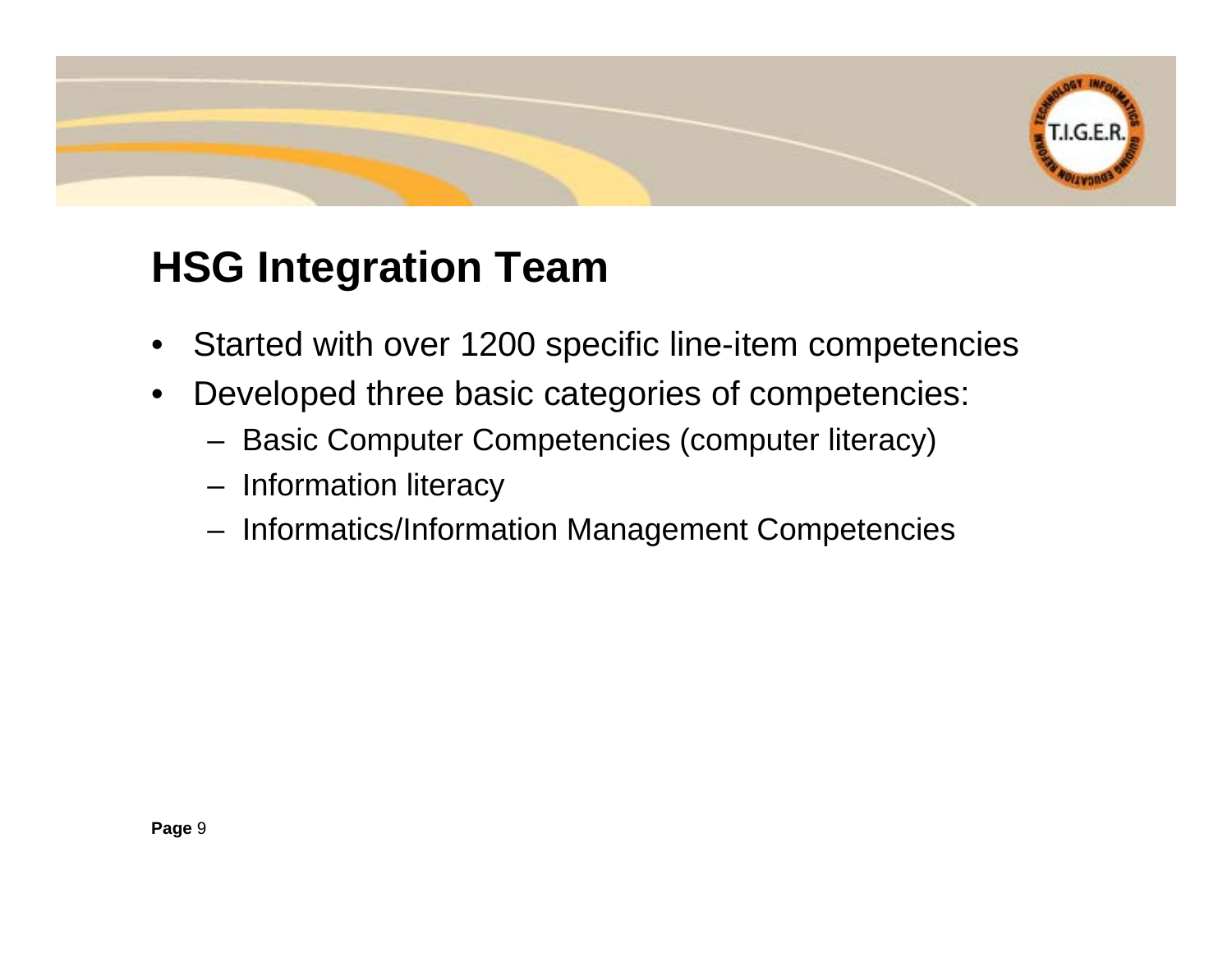## HSG Integration Team

- Started with over 1200 specific line-item competencies
- Developed three basic categories of competencies:
  - Basic Computer Competencies (computer literacy)
  - Information literacy
  - Informatics/Information Management Competencies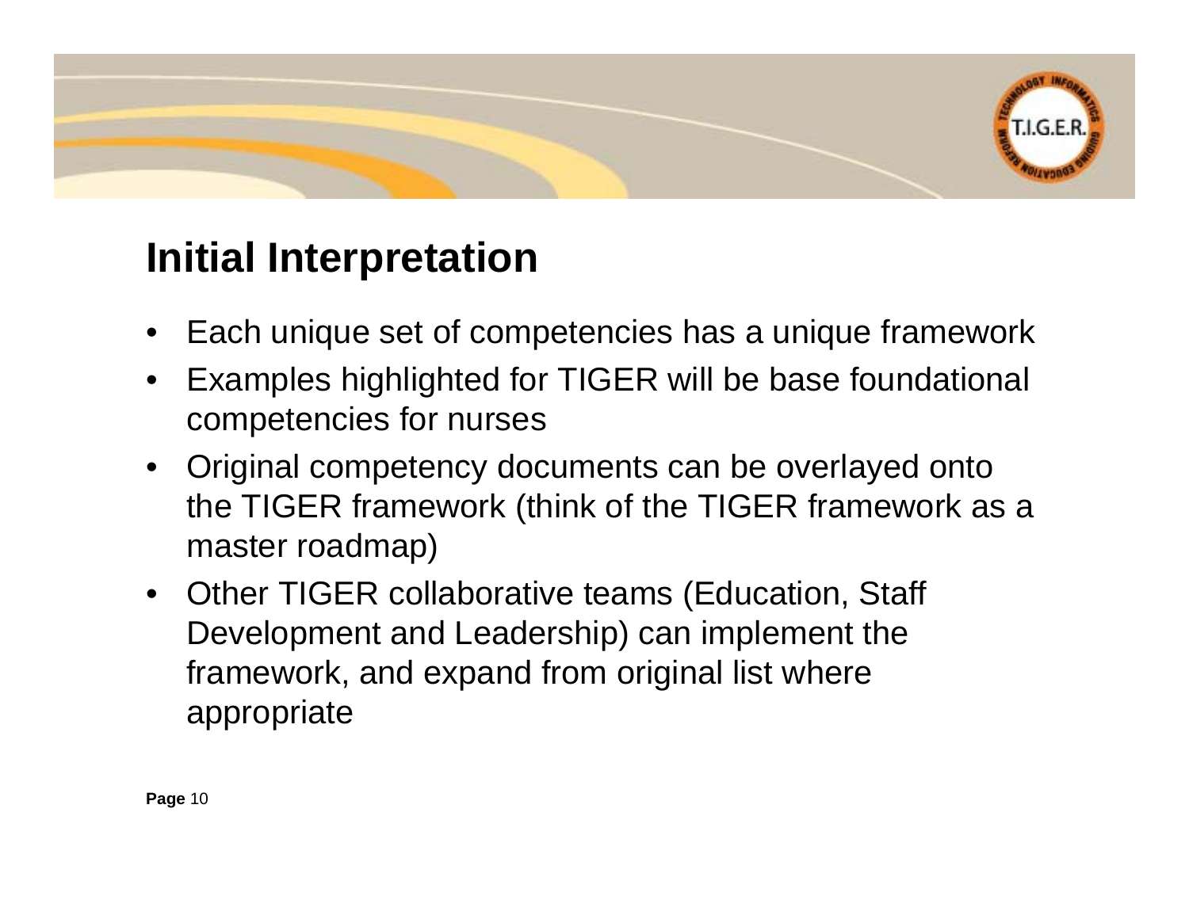# Initial Interpretation

- Each unique set of competencies has a unique framework
- Examples highlighted for TIGER will be base foundational competencies for nurses
- Original competency documents can be overlayed onto the TIGER framework (think of the TIGER framework as a master roadmap)
- Other TIGER collaborative teams (Education, Staff Development and Leadership) can implement the framework, and expand from original list where appropriate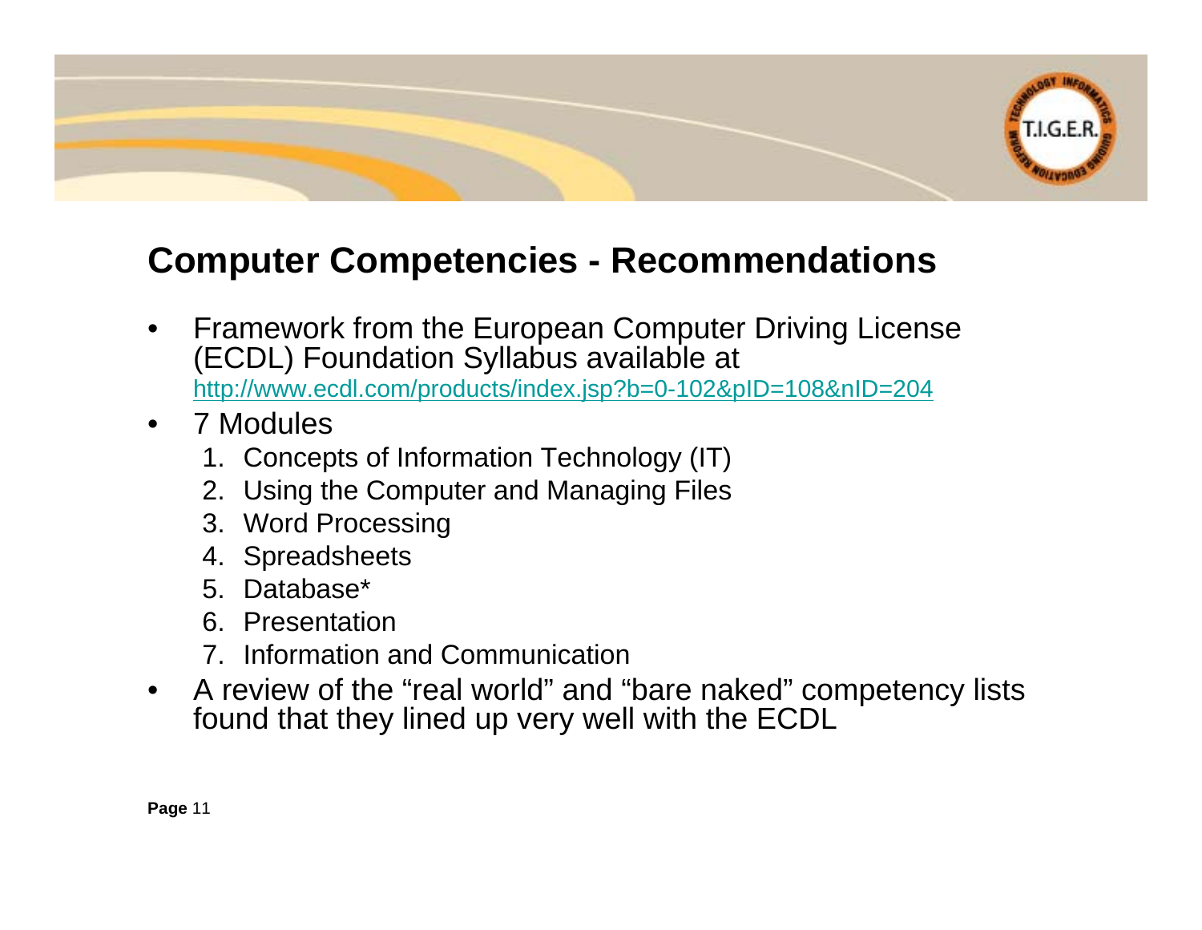## Computer Competencies - Recommendations

- Framework from the European Computer Driving License (ECDL) Foundation Syllabus available at http://www.ecdl.com/products/index.jsp?b=0-102&pID=108&nID=204
- 7 Modules
  1. Concepts of Information Technology (IT)
  2. Using the Computer and Managing Files
  3. Word Processing
  4. Spreadsheets
  5. Database*
  6. Presentation
  7. Information and Communication
- A review of the "real world" and "bare naked" competency lists found that they lined up very well with the ECDL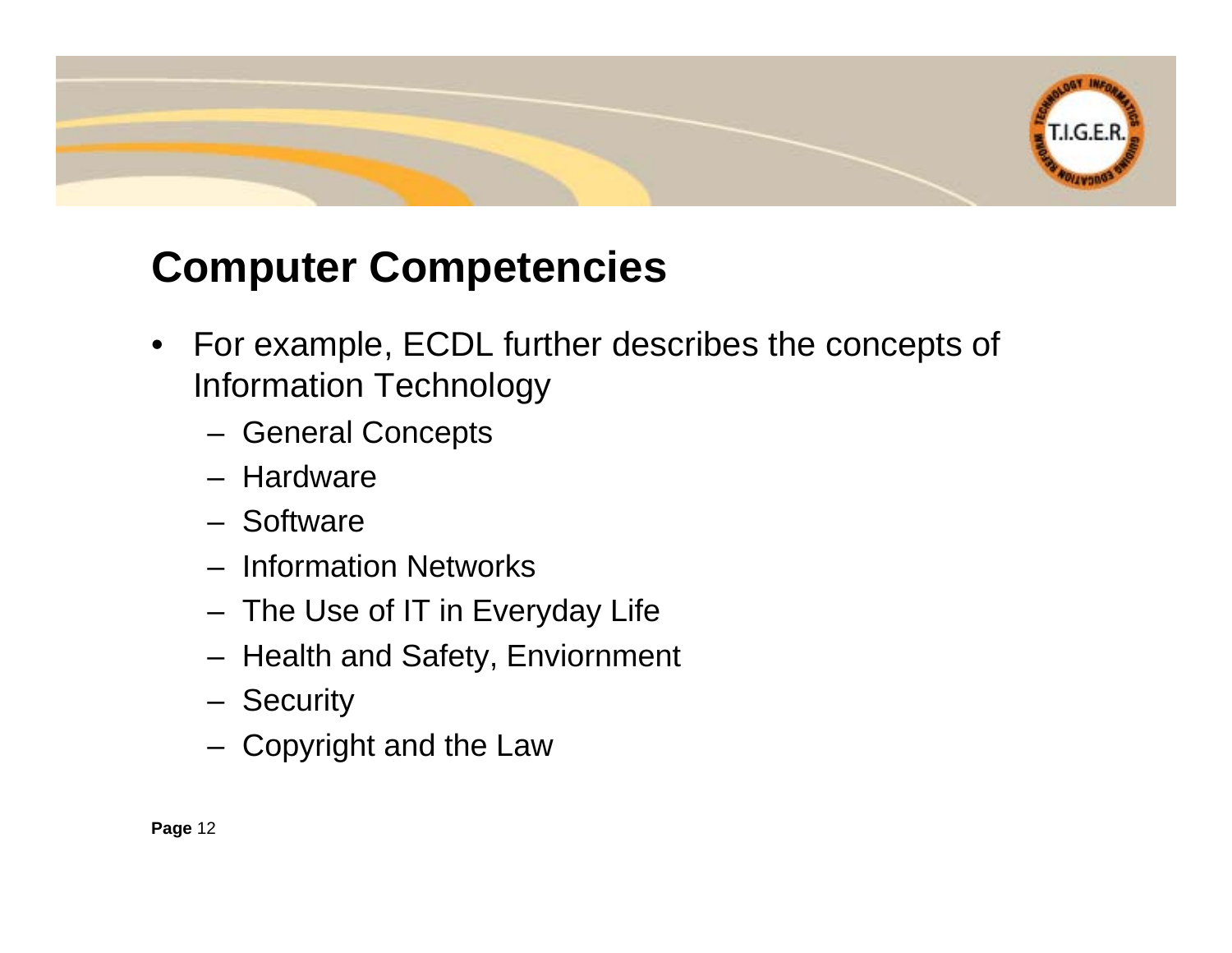## Computer Competencies

- For example, ECDL further describes the concepts of Information Technology
  - General Concepts
  - Hardware
  - Software
  - Information Networks
  - The Use of IT in Everyday Life
  - Health and Safety, Enviornment
  - Security
  - Copyright and the Law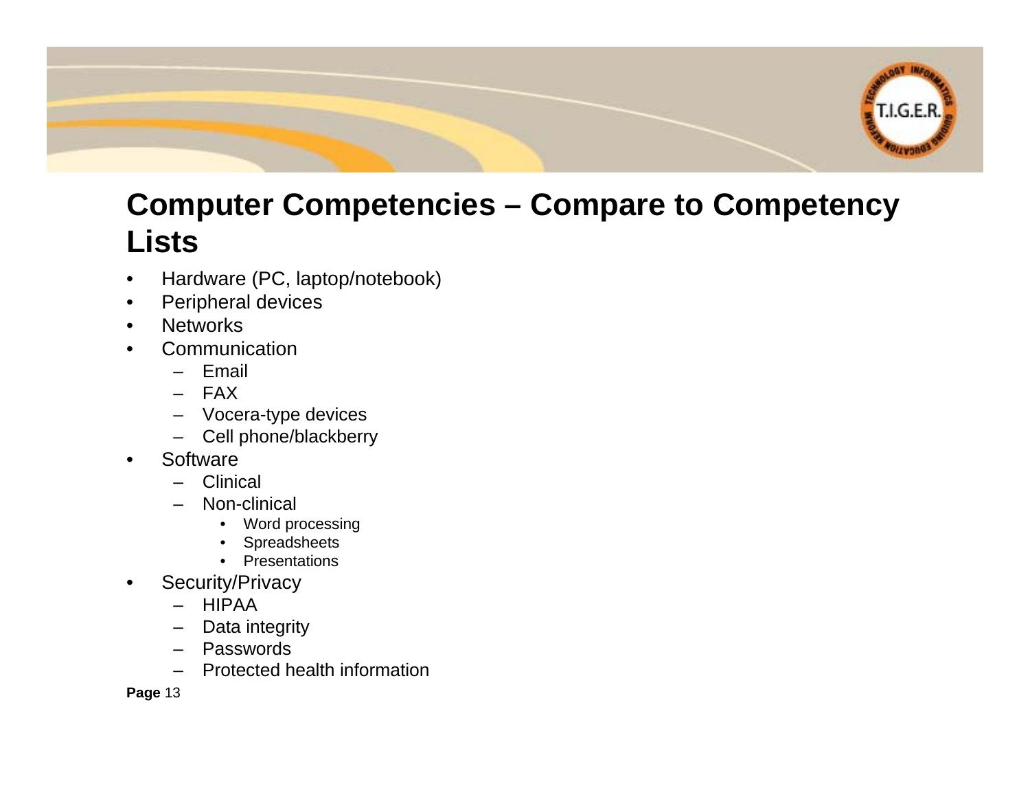# Computer Competencies – Compare to Competency Lists

- Hardware (PC, laptop/notebook)
- Peripheral devices
- Networks
- Communication
  - Email
  - FAX
  - Vocera-type devices
  - Cell phone/blackberry
- Software
  - Clinical
  - Non-clinical
    - Word processing
    - Spreadsheets
    - Presentations
- Security/Privacy
  - HIPAA
  - Data integrity
  - Passwords
  - Protected health information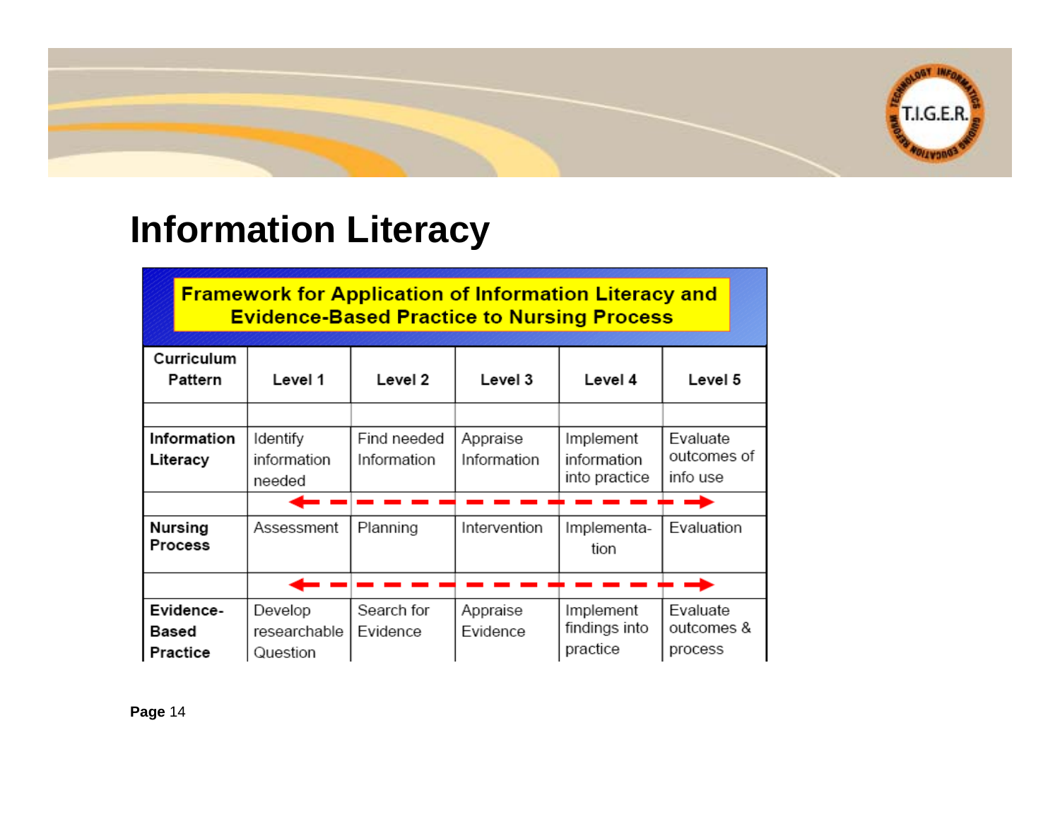# Information Literacy

**Framework for Application of Information Literacy and Evidence-Based Practice to Nursing Process**

| Curriculum Pattern | Level 1 | Level 2 | Level 3 | Level 4 | Level 5 |
|---|---|---|---|---|---|
| | | | | | |
| **Information Literacy** | Identify information needed | Find needed Information | Appraise Information | Implement information into practice | Evaluate outcomes of info use |
| | ← | - - - | - - - | - - - | → |
| **Nursing Process** | Assessment | Planning | Intervention | Implementa-tion | Evaluation |
| | ← | - - - | - - - | - - - | → |
| **Evidence-Based Practice** | Develop researchable Question | Search for Evidence | Appraise Evidence | Implement findings into practice | Evaluate outcomes & process |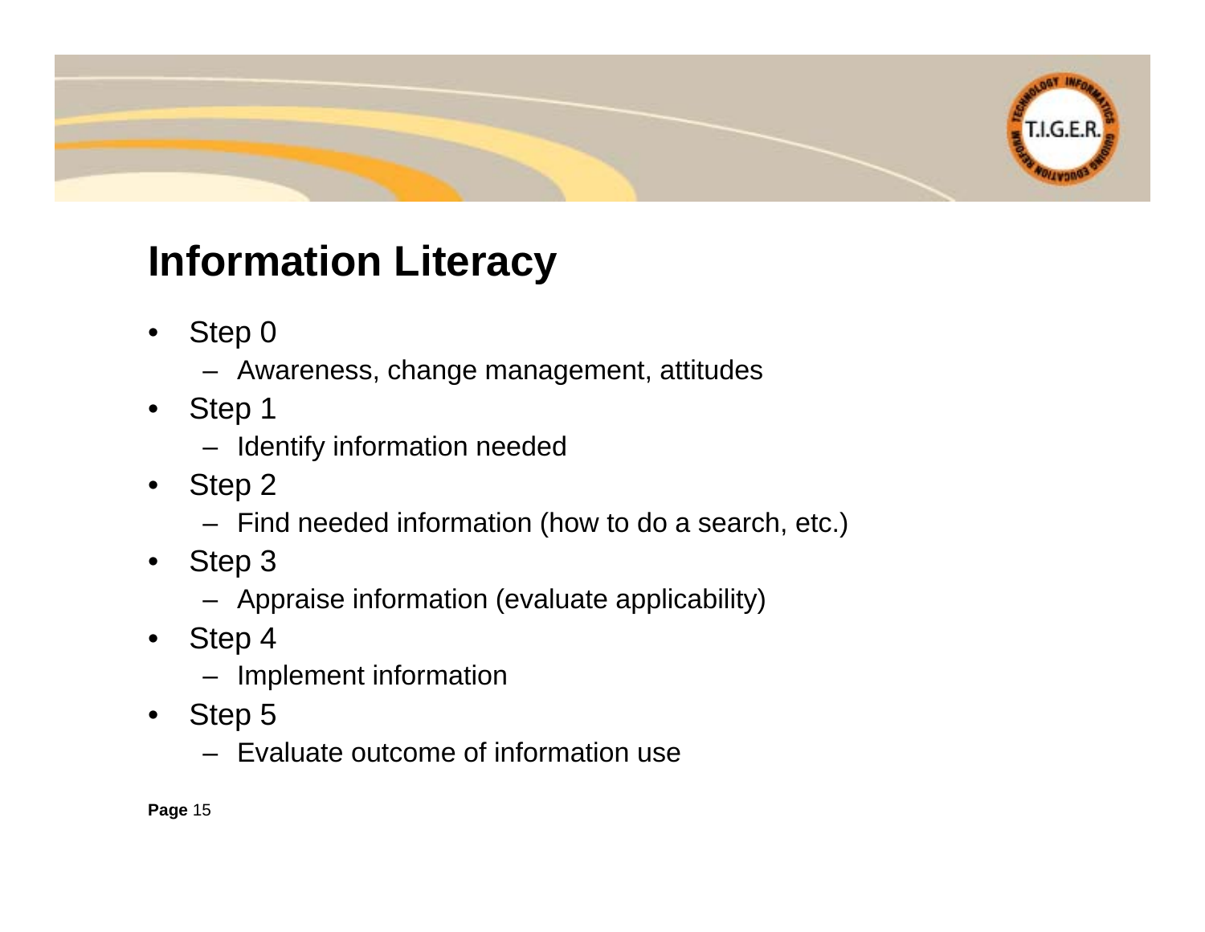# Information Literacy

- Step 0
  - Awareness, change management, attitudes
- Step 1
  - Identify information needed
- Step 2
  - Find needed information (how to do a search, etc.)
- Step 3
  - Appraise information (evaluate applicability)
- Step 4
  - Implement information
- Step 5
  - Evaluate outcome of information use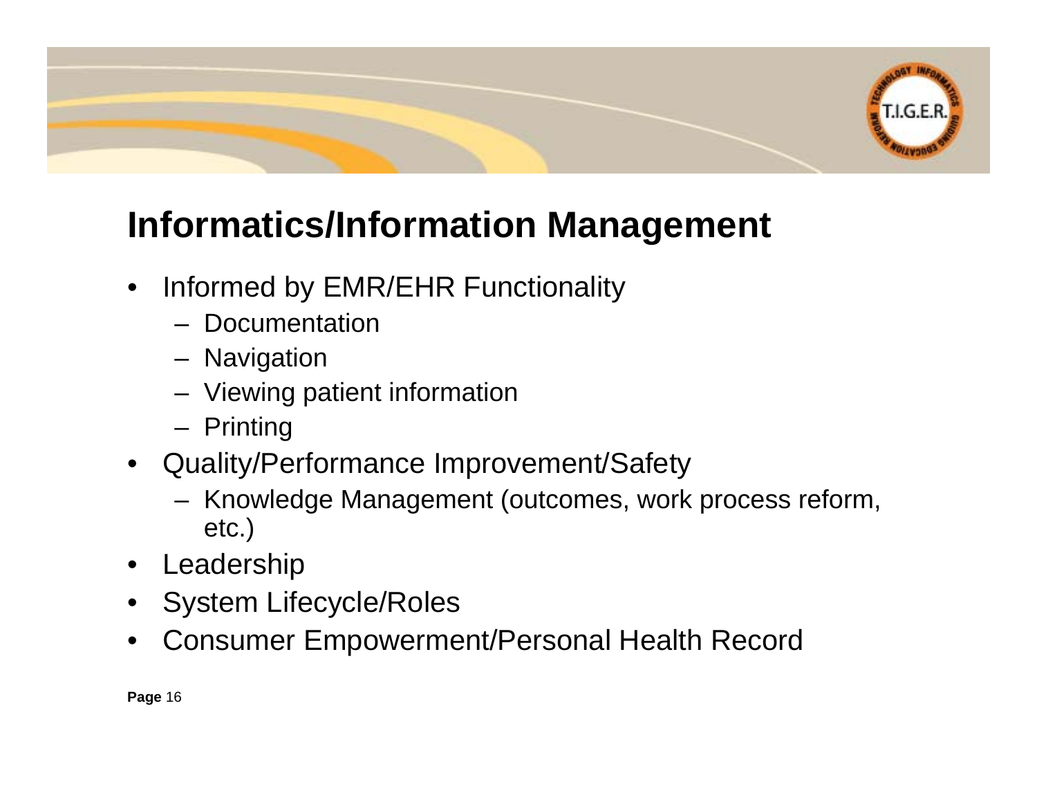# Informatics/Information Management

- Informed by EMR/EHR Functionality
  - Documentation
  - Navigation
  - Viewing patient information
  - Printing
- Quality/Performance Improvement/Safety
  - Knowledge Management (outcomes, work process reform, etc.)
- Leadership
- System Lifecycle/Roles
- Consumer Empowerment/Personal Health Record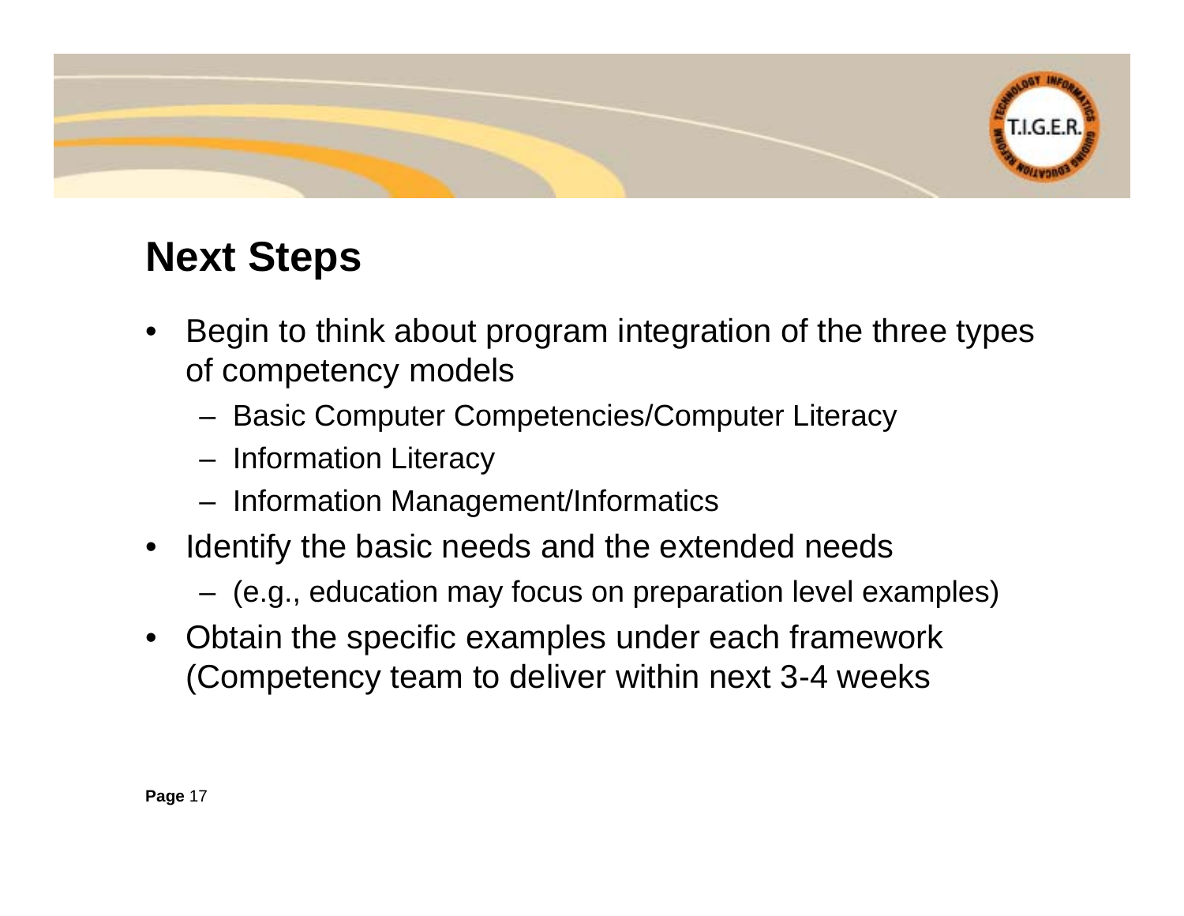# Next Steps

- Begin to think about program integration of the three types of competency models
  - Basic Computer Competencies/Computer Literacy
  - Information Literacy
  - Information Management/Informatics
- Identify the basic needs and the extended needs
  - (e.g., education may focus on preparation level examples)
- Obtain the specific examples under each framework (Competency team to deliver within next 3-4 weeks